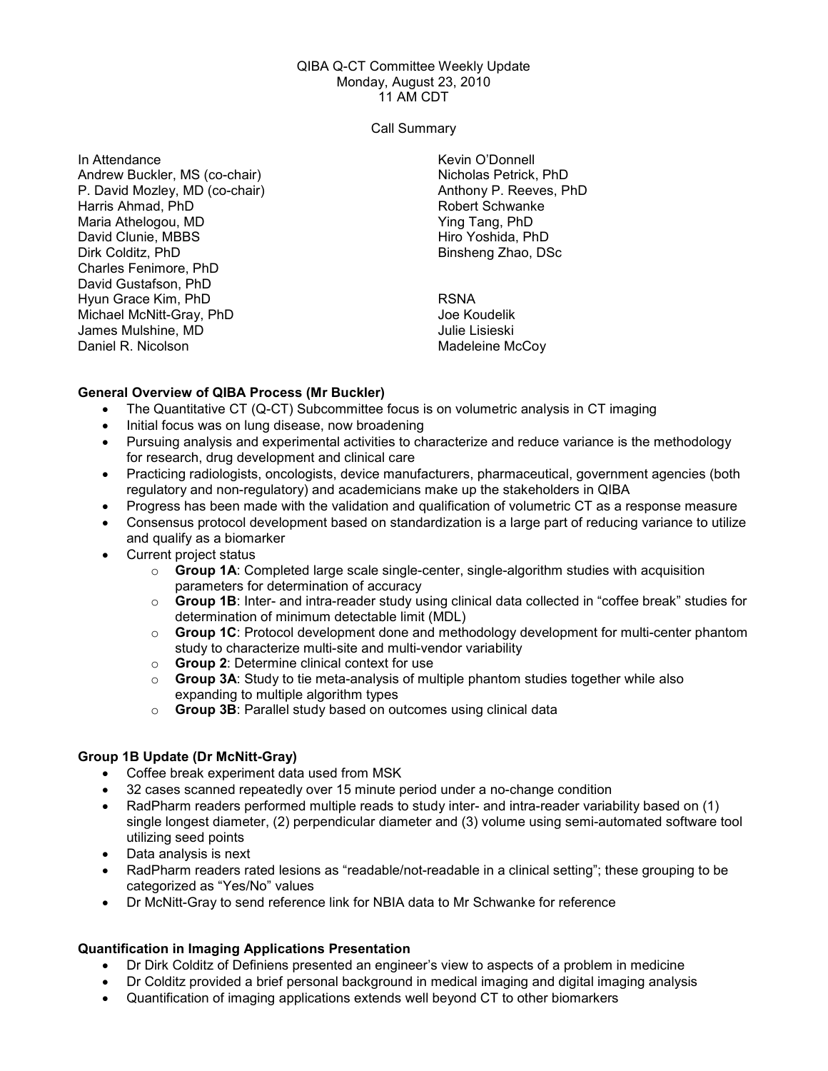QIBA Q-CT Committee Weekly Update
Monday, August 23, 2010
11 AM CDT

Call Summary

In Attendance
Andrew Buckler, MS (co-chair)
P. David Mozley, MD (co-chair)
Harris Ahmad, PhD
Maria Athelogou, MD
David Clunie, MBBS
Dirk Colditz, PhD
Charles Fenimore, PhD
David Gustafson, PhD
Hyun Grace Kim, PhD
Michael McNitt-Gray, PhD
James Mulshine, MD
Daniel R. Nicolson
Kevin O'Donnell
Nicholas Petrick, PhD
Anthony P. Reeves, PhD
Robert Schwanke
Ying Tang, PhD
Hiro Yoshida, PhD
Binsheng Zhao, DSc

RSNA
Joe Koudelik
Julie Lisieski
Madeleine McCoy

**General Overview of QIBA Process (Mr Buckler)**

- The Quantitative CT (Q-CT) Subcommittee focus is on volumetric analysis in CT imaging
- Initial focus was on lung disease, now broadening
- Pursuing analysis and experimental activities to characterize and reduce variance is the methodology for research, drug development and clinical care
- Practicing radiologists, oncologists, device manufacturers, pharmaceutical, government agencies (both regulatory and non-regulatory) and academicians make up the stakeholders in QIBA
- Progress has been made with the validation and qualification of volumetric CT as a response measure
- Consensus protocol development based on standardization is a large part of reducing variance to utilize and qualify as a biomarker
- Current project status
    - **Group 1A**: Completed large scale single-center, single-algorithm studies with acquisition parameters for determination of accuracy
    - **Group 1B**: Inter- and intra-reader study using clinical data collected in "coffee break" studies for determination of minimum detectable limit (MDL)
    - **Group 1C**: Protocol development done and methodology development for multi-center phantom study to characterize multi-site and multi-vendor variability
    - **Group 2**: Determine clinical context for use
    - **Group 3A**: Study to tie meta-analysis of multiple phantom studies together while also expanding to multiple algorithm types
    - **Group 3B**: Parallel study based on outcomes using clinical data

**Group 1B Update (Dr McNitt-Gray)**

- Coffee break experiment data used from MSK
- 32 cases scanned repeatedly over 15 minute period under a no-change condition
- RadPharm readers performed multiple reads to study inter- and intra-reader variability based on (1) single longest diameter, (2) perpendicular diameter and (3) volume using semi-automated software tool utilizing seed points
- Data analysis is next
- RadPharm readers rated lesions as "readable/not-readable in a clinical setting"; these grouping to be categorized as "Yes/No" values
- Dr McNitt-Gray to send reference link for NBIA data to Mr Schwanke for reference

**Quantification in Imaging Applications Presentation**

- Dr Dirk Colditz of Definiens presented an engineer's view to aspects of a problem in medicine
- Dr Colditz provided a brief personal background in medical imaging and digital imaging analysis
- Quantification of imaging applications extends well beyond CT to other biomarkers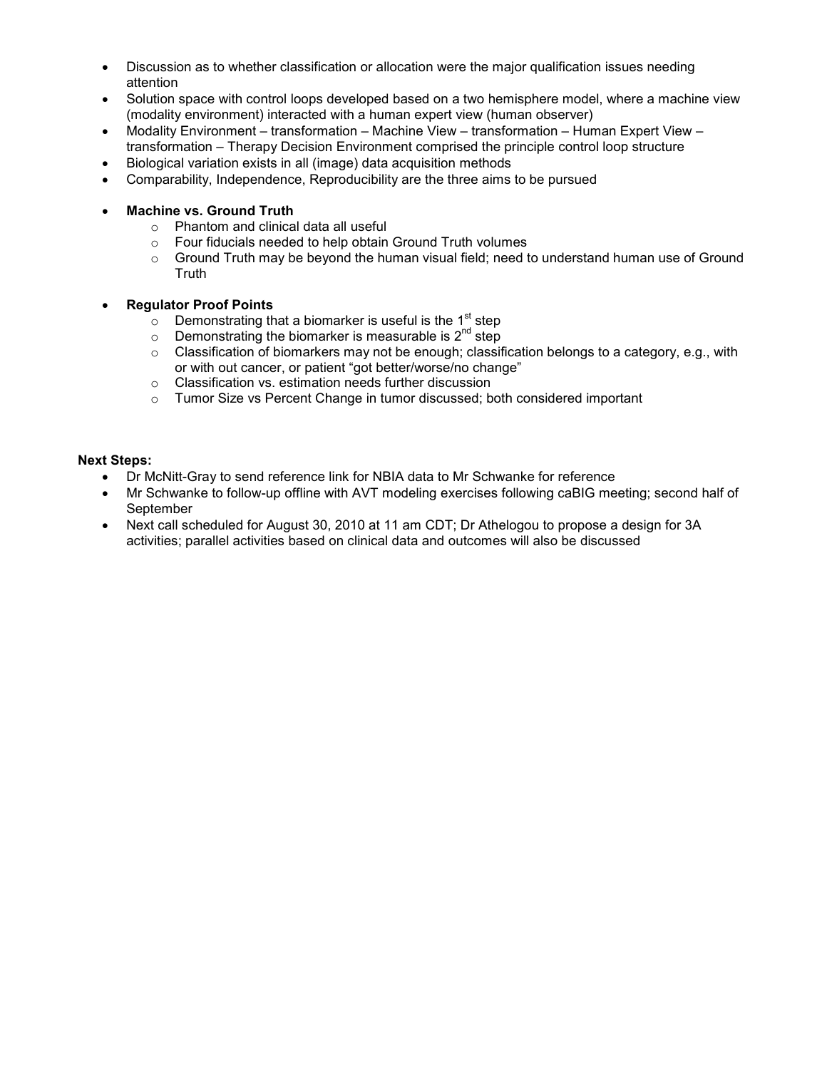- Discussion as to whether classification or allocation were the major qualification issues needing attention
- Solution space with control loops developed based on a two hemisphere model, where a machine view (modality environment) interacted with a human expert view (human observer)
- Modality Environment – transformation – Machine View – transformation – Human Expert View – transformation – Therapy Decision Environment comprised the principle control loop structure
- Biological variation exists in all (image) data acquisition methods
- Comparability, Independence, Reproducibility are the three aims to be pursued

- **Machine vs. Ground Truth**
  - Phantom and clinical data all useful
  - Four fiducials needed to help obtain Ground Truth volumes
  - Ground Truth may be beyond the human visual field; need to understand human use of Ground Truth

- **Regulator Proof Points**
  - Demonstrating that a biomarker is useful is the 1st step
  - Demonstrating the biomarker is measurable is 2nd step
  - Classification of biomarkers may not be enough; classification belongs to a category, e.g., with or with out cancer, or patient "got better/worse/no change"
  - Classification vs. estimation needs further discussion
  - Tumor Size vs Percent Change in tumor discussed; both considered important

**Next Steps:**

- Dr McNitt-Gray to send reference link for NBIA data to Mr Schwanke for reference
- Mr Schwanke to follow-up offline with AVT modeling exercises following caBIG meeting; second half of September
- Next call scheduled for August 30, 2010 at 11 am CDT; Dr Athelogou to propose a design for 3A activities; parallel activities based on clinical data and outcomes will also be discussed